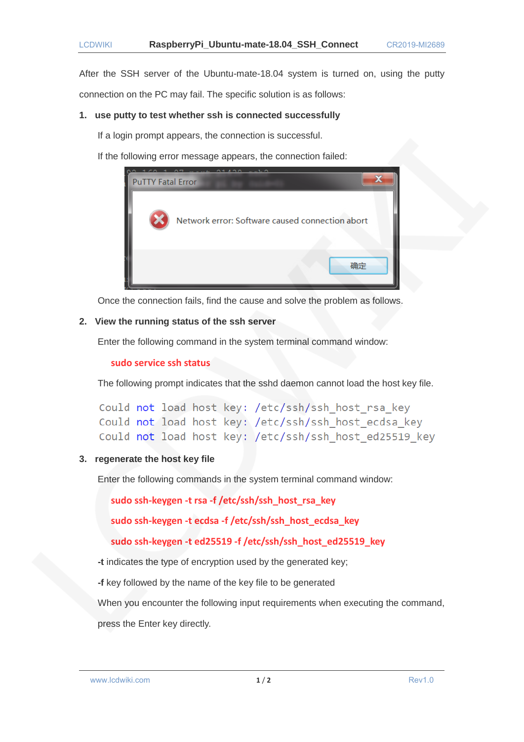After the SSH server of the Ubuntu-mate-18.04 system is turned on, using the putty connection on the PC may fail. The specific solution is as follows:

1. **use putty to test whether ssh is connected successfully**

   If a login prompt appears, the connection is successful.

   If the following error message appears, the connection failed:

   Once the connection fails, find the cause and solve the problem as follows.

2. **View the running status of the ssh server**

   Enter the following command in the system terminal command window:

   ```
   sudo service ssh status
   ```

   The following prompt indicates that the sshd daemon cannot load the host key file.

   ```
   Could not load host key: /etc/ssh/ssh_host_rsa_key
   Could not load host key: /etc/ssh/ssh_host_ecdsa_key
   Could not load host key: /etc/ssh/ssh_host_ed25519_key
   ```

3. **regenerate the host key file**

   Enter the following commands in the system terminal command window:

   ```
   sudo ssh-keygen -t rsa -f /etc/ssh/ssh_host_rsa_key
   sudo ssh-keygen -t ecdsa -f /etc/ssh/ssh_host_ecdsa_key
   sudo ssh-keygen -t ed25519 -f /etc/ssh/ssh_host_ed25519_key
   ```

   **-t** indicates the type of encryption used by the generated key;

   **-f** key followed by the name of the key file to be generated

   When you encounter the following input requirements when executing the command, press the Enter key directly.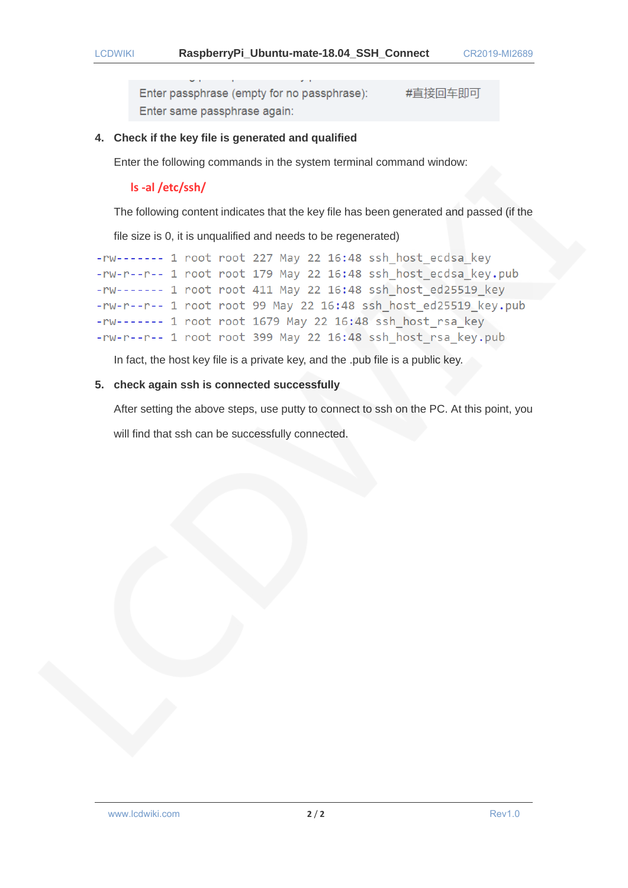```
Enter passphrase (empty for no passphrase):        #直接回车即可
Enter same passphrase again:
```

4. **Check if the key file is generated and qualified**

   Enter the following commands in the system terminal command window:

   **ls -al /etc/ssh/**

   The following content indicates that the key file has been generated and passed (if the file size is 0, it is unqualified and needs to be regenerated)

```
-rw------- 1 root root 227 May 22 16:48 ssh_host_ecdsa_key
-rw-r--r-- 1 root root 179 May 22 16:48 ssh_host_ecdsa_key.pub
-rw------- 1 root root 411 May 22 16:48 ssh_host_ed25519_key
-rw-r--r-- 1 root root 99 May 22 16:48 ssh_host_ed25519_key.pub
-rw------- 1 root root 1679 May 22 16:48 ssh_host_rsa_key
-rw-r--r-- 1 root root 399 May 22 16:48 ssh_host_rsa_key.pub
```

   In fact, the host key file is a private key, and the .pub file is a public key.

5. **check again ssh is connected successfully**

   After setting the above steps, use putty to connect to ssh on the PC. At this point, you will find that ssh can be successfully connected.